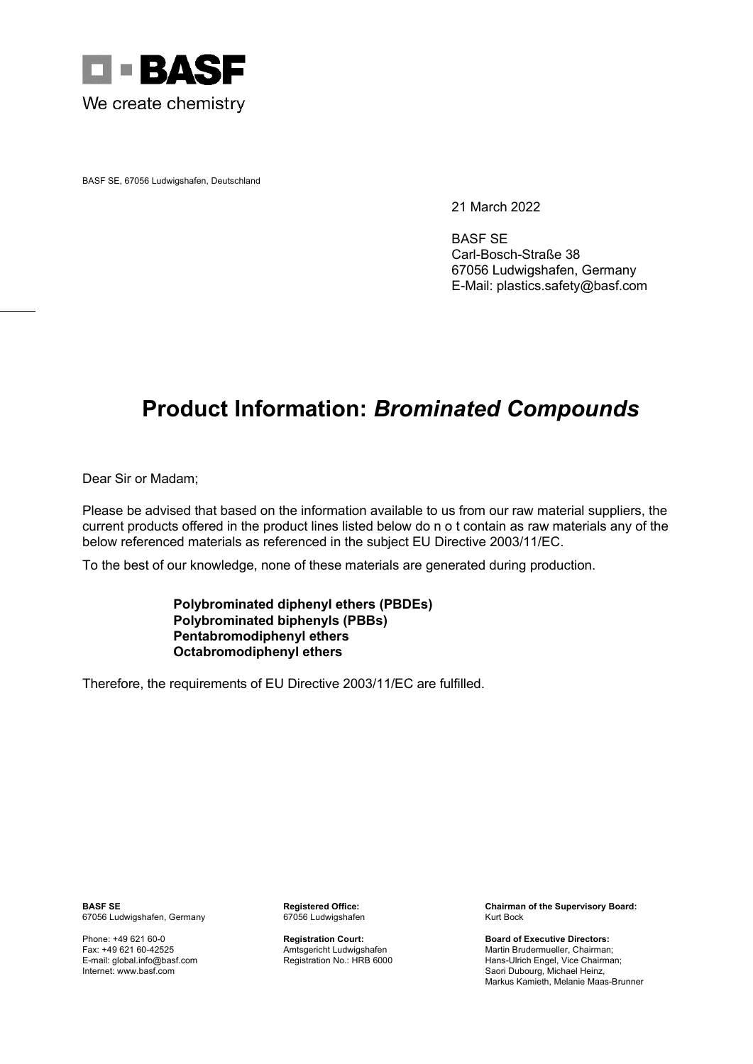BASF

We create chemistry

BASF SE, 67056 Ludwigshafen, Deutschland

21 March 2022

BASF SE
Carl-Bosch-Straße 38
67056 Ludwigshafen, Germany
E-Mail: plastics.safety@basf.com

# Product Information: *Brominated Compounds*

Dear Sir or Madam;

Please be advised that based on the information available to us from our raw material suppliers, the current products offered in the product lines listed below do n o t contain as raw materials any of the below referenced materials as referenced in the subject EU Directive 2003/11/EC.

To the best of our knowledge, none of these materials are generated during production.

**Polybrominated diphenyl ethers (PBDEs)**
**Polybrominated biphenyls (PBBs)**
**Pentabromodiphenyl ethers**
**Octabromodiphenyl ethers**

Therefore, the requirements of EU Directive 2003/11/EC are fulfilled.

**BASF SE**
67056 Ludwigshafen, Germany

Phone: +49 621 60-0
Fax: +49 621 60-42525
E-mail: global.info@basf.com
Internet: www.basf.com

**Registered Office:**
67056 Ludwigshafen

**Registration Court:**
Amtsgericht Ludwigshafen
Registration No.: HRB 6000

**Chairman of the Supervisory Board:**
Kurt Bock

**Board of Executive Directors:**
Martin Brudermueller, Chairman;
Hans-Ulrich Engel, Vice Chairman;
Saori Dubourg, Michael Heinz,
Markus Kamieth, Melanie Maas-Brunner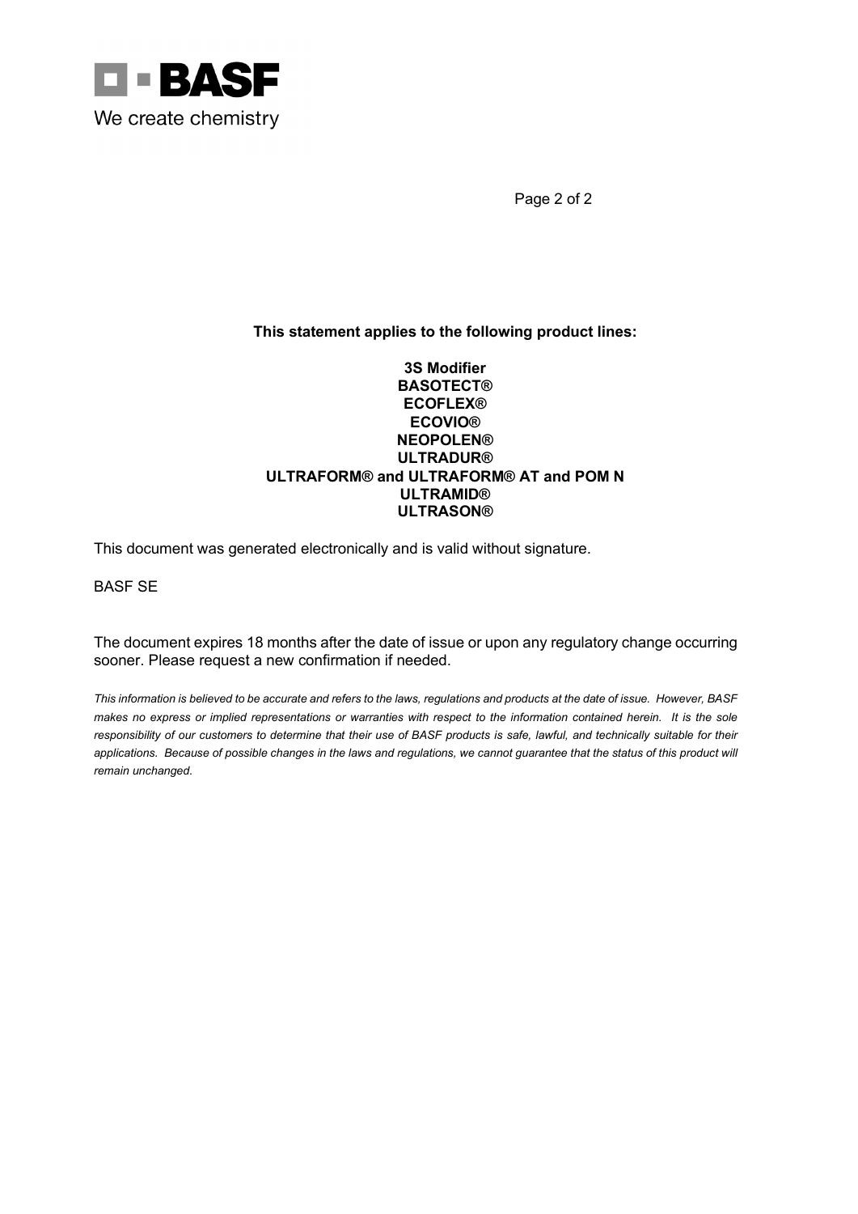**This statement applies to the following product lines:**

**3S Modifier**
**BASOTECT®**
**ECOFLEX®**
**ECOVIO®**
**NEOPOLEN®**
**ULTRADUR®**
**ULTRAFORM® and ULTRAFORM® AT and POM N**
**ULTRAMID®**
**ULTRASON®**

This document was generated electronically and is valid without signature.

BASF SE

The document expires 18 months after the date of issue or upon any regulatory change occurring sooner. Please request a new confirmation if needed.

*This information is believed to be accurate and refers to the laws, regulations and products at the date of issue. However, BASF makes no express or implied representations or warranties with respect to the information contained herein. It is the sole responsibility of our customers to determine that their use of BASF products is safe, lawful, and technically suitable for their applications. Because of possible changes in the laws and regulations, we cannot guarantee that the status of this product will remain unchanged.*